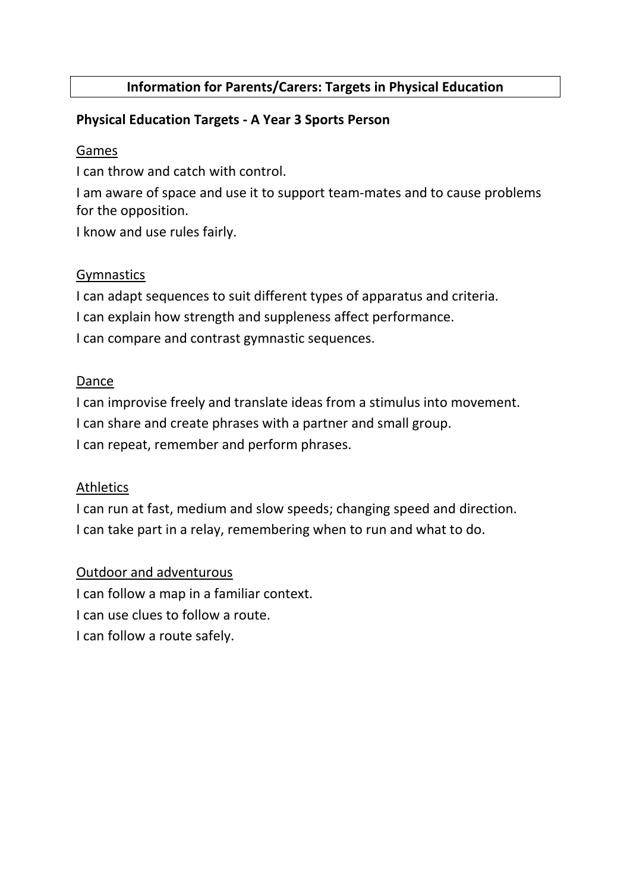# Information for Parents/Carers: Targets in Physical Education

## Physical Education Targets - A Year 3 Sports Person

### Games

I can throw and catch with control.

I am aware of space and use it to support team-mates and to cause problems for the opposition.

I know and use rules fairly.

### Gymnastics

I can adapt sequences to suit different types of apparatus and criteria.

I can explain how strength and suppleness affect performance.

I can compare and contrast gymnastic sequences.

### Dance

I can improvise freely and translate ideas from a stimulus into movement.

I can share and create phrases with a partner and small group.

I can repeat, remember and perform phrases.

### Athletics

I can run at fast, medium and slow speeds; changing speed and direction.

I can take part in a relay, remembering when to run and what to do.

### Outdoor and adventurous

I can follow a map in a familiar context.

I can use clues to follow a route.

I can follow a route safely.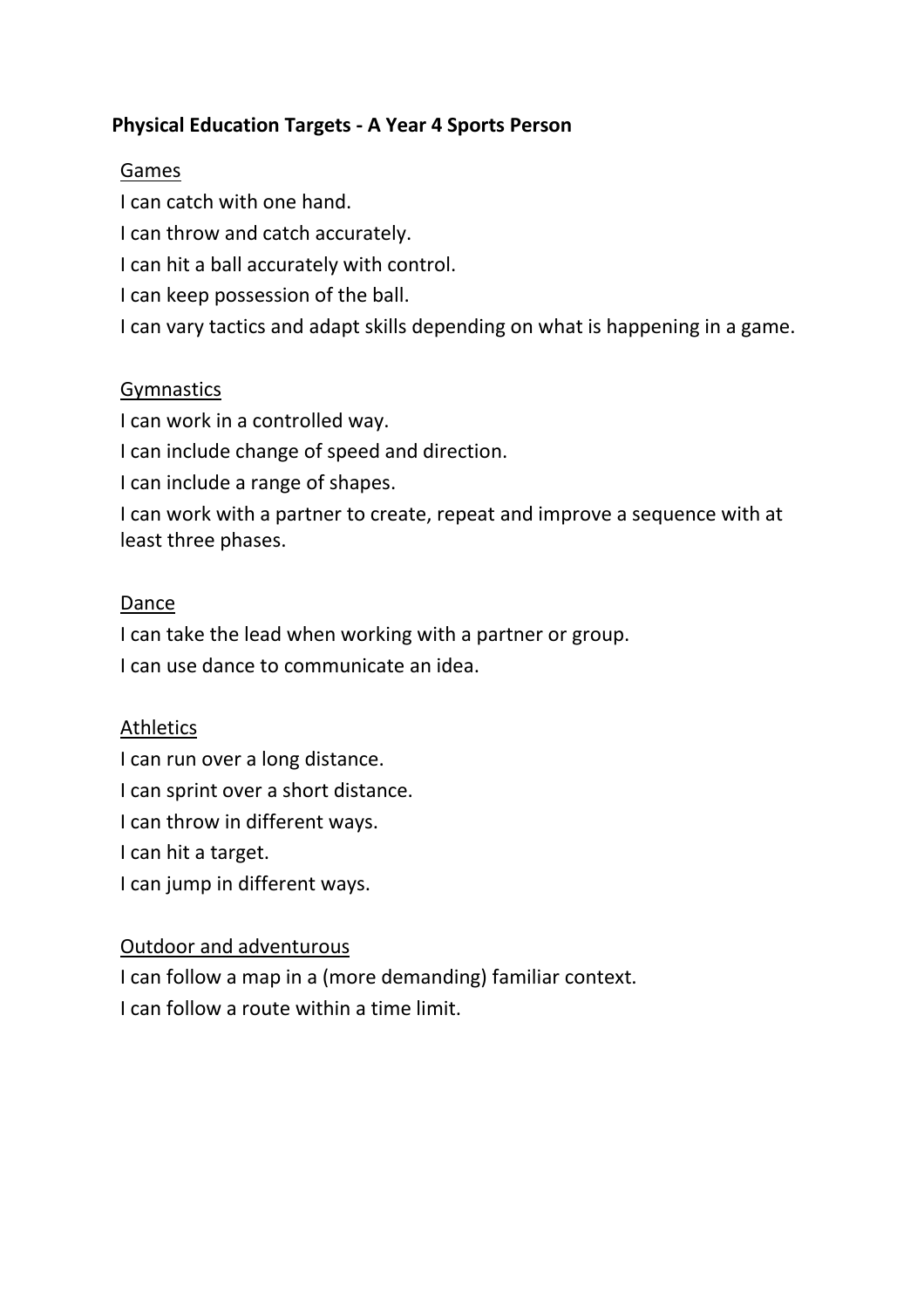## Physical Education Targets - A Year 4 Sports Person

<u>Games</u>

I can catch with one hand.

I can throw and catch accurately.

I can hit a ball accurately with control.

I can keep possession of the ball.

I can vary tactics and adapt skills depending on what is happening in a game.

<u>Gymnastics</u>

I can work in a controlled way.

I can include change of speed and direction.

I can include a range of shapes.

I can work with a partner to create, repeat and improve a sequence with at least three phases.

<u>Dance</u>

I can take the lead when working with a partner or group.

I can use dance to communicate an idea.

<u>Athletics</u>

I can run over a long distance.

I can sprint over a short distance.

I can throw in different ways.

I can hit a target.

I can jump in different ways.

<u>Outdoor and adventurous</u>

I can follow a map in a (more demanding) familiar context.

I can follow a route within a time limit.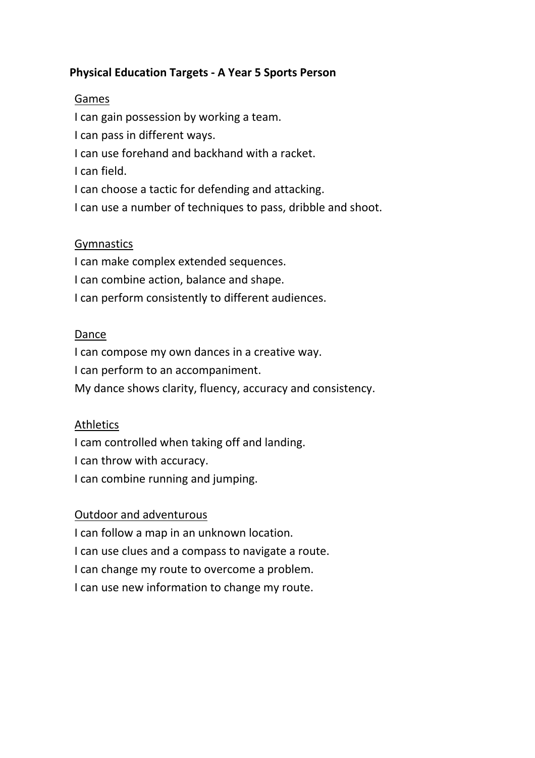**Physical Education Targets - A Year 5 Sports Person**

<u>Games</u>

I can gain possession by working a team.
I can pass in different ways.
I can use forehand and backhand with a racket.
I can field.
I can choose a tactic for defending and attacking.
I can use a number of techniques to pass, dribble and shoot.

<u>Gymnastics</u>

I can make complex extended sequences.
I can combine action, balance and shape.
I can perform consistently to different audiences.

<u>Dance</u>

I can compose my own dances in a creative way.
I can perform to an accompaniment.
My dance shows clarity, fluency, accuracy and consistency.

<u>Athletics</u>

I cam controlled when taking off and landing.
I can throw with accuracy.
I can combine running and jumping.

<u>Outdoor and adventurous</u>

I can follow a map in an unknown location.
I can use clues and a compass to navigate a route.
I can change my route to overcome a problem.
I can use new information to change my route.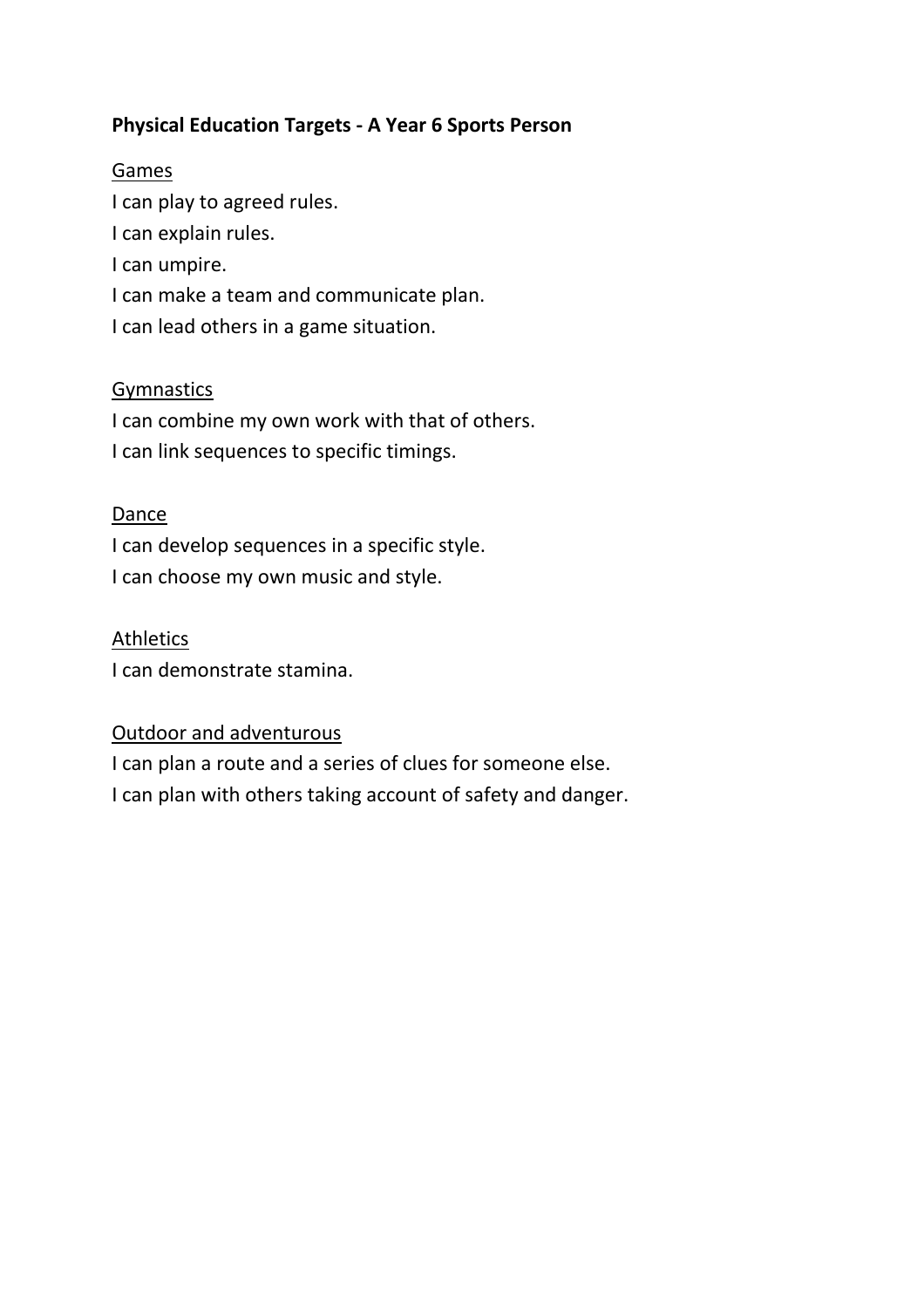**Physical Education Targets - A Year 6 Sports Person**

Games

I can play to agreed rules.
I can explain rules.
I can umpire.
I can make a team and communicate plan.
I can lead others in a game situation.

Gymnastics

I can combine my own work with that of others.
I can link sequences to specific timings.

Dance

I can develop sequences in a specific style.
I can choose my own music and style.

Athletics

I can demonstrate stamina.

Outdoor and adventurous

I can plan a route and a series of clues for someone else.
I can plan with others taking account of safety and danger.